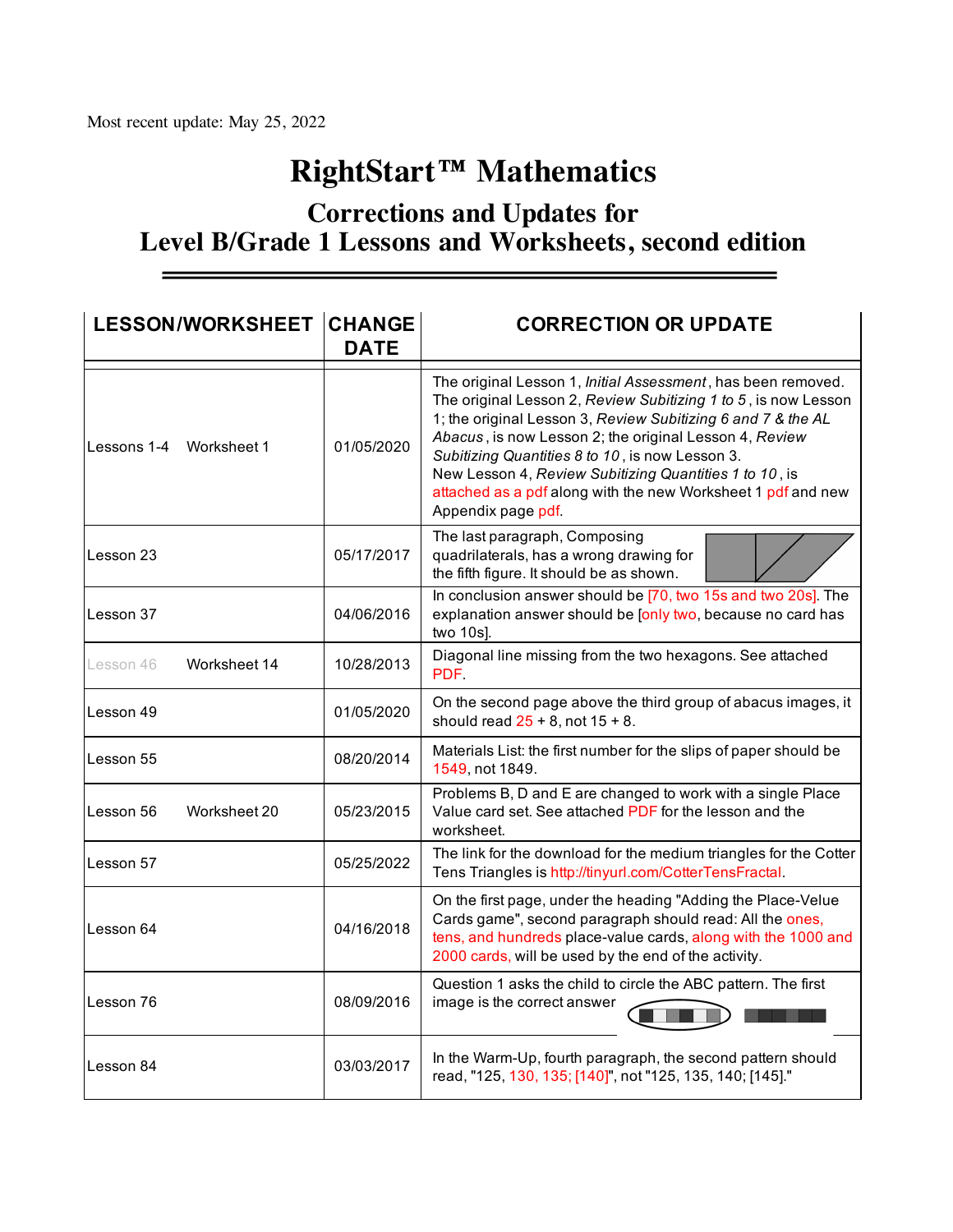Most recent update: May 25, 2022

# RightStart™ Mathematics

## Corrections and Updates for
## Level B/Grade 1 Lessons and Worksheets, second edition

| LESSON/WORKSHEET | CHANGE DATE | CORRECTION OR UPDATE |
|---|---|---|
| Lessons 1-4 Worksheet 1 | 01/05/2020 | The original Lesson 1, *Initial Assessment*, has been removed. The original Lesson 2, *Review Subitizing 1 to 5*, is now Lesson 1; the original Lesson 3, *Review Subitizing 6 and 7 & the AL Abacus*, is now Lesson 2; the original Lesson 4, *Review Subitizing Quantities 8 to 10*, is now Lesson 3. New Lesson 4, *Review Subitizing Quantities 1 to 10*, is attached as a pdf along with the new Worksheet 1 pdf and new Appendix page pdf. |
| Lesson 23 | 05/17/2017 | The last paragraph, Composing quadrilaterals, has a wrong drawing for the fifth figure. It should be as shown. |
| Lesson 37 | 04/06/2016 | In conclusion answer should be [70, two 15s and two 20s]. The explanation answer should be [only two, because no card has two 10s]. |
| Lesson 46 Worksheet 14 | 10/28/2013 | Diagonal line missing from the two hexagons. See attached PDF. |
| Lesson 49 | 01/05/2020 | On the second page above the third group of abacus images, it should read 25 + 8, not 15 + 8. |
| Lesson 55 | 08/20/2014 | Materials List: the first number for the slips of paper should be 1549, not 1849. |
| Lesson 56 Worksheet 20 | 05/23/2015 | Problems B, D and E are changed to work with a single Place Value card set. See attached PDF for the lesson and the worksheet. |
| Lesson 57 | 05/25/2022 | The link for the download for the medium triangles for the Cotter Tens Triangles is http://tinyurl.com/CotterTensFractal. |
| Lesson 64 | 04/16/2018 | On the first page, under the heading "Adding the Place-Velue Cards game", second paragraph should read: All the ones, tens, and hundreds place-value cards, along with the 1000 and 2000 cards, will be used by the end of the activity. |
| Lesson 76 | 08/09/2016 | Question 1 asks the child to circle the ABC pattern. The first image is the correct answer |
| Lesson 84 | 03/03/2017 | In the Warm-Up, fourth paragraph, the second pattern should read, "125, 130, 135; [140]", not "125, 135, 140; [145]." |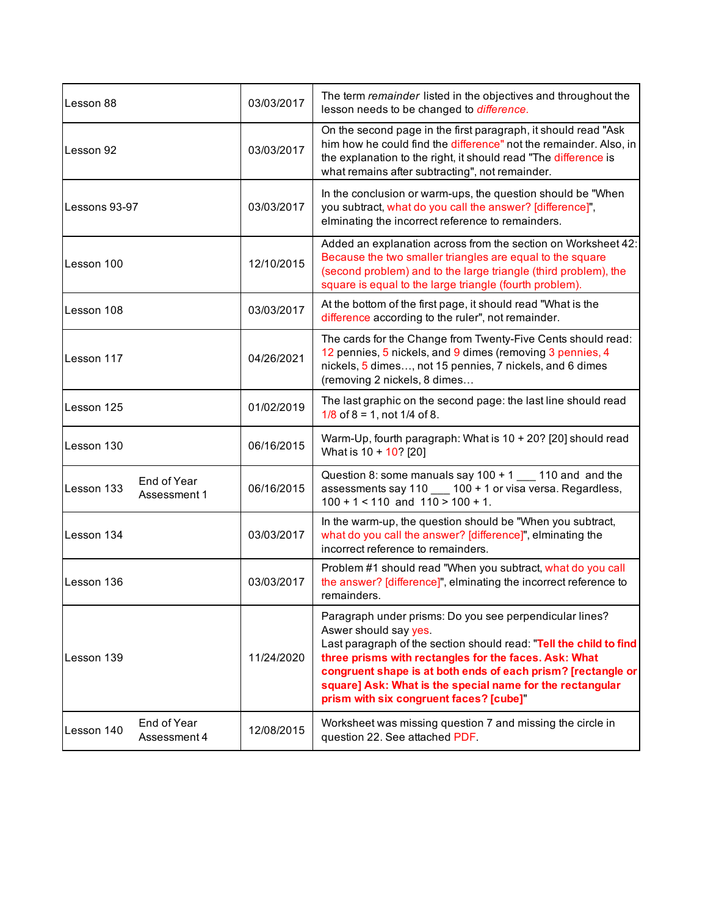| | | |
|---|---|---|
| Lesson 88 | 03/03/2017 | The term *remainder* listed in the objectives and throughout the lesson needs to be changed to *difference.* |
| Lesson 92 | 03/03/2017 | On the second page in the first paragraph, it should read "Ask him how he could find the difference" not the remainder. Also, in the explanation to the right, it should read "The difference is what remains after subtracting", not remainder. |
| Lessons 93-97 | 03/03/2017 | In the conclusion or warm-ups, the question should be "When you subtract, what do you call the answer? [difference]", elminating the incorrect reference to remainders. |
| Lesson 100 | 12/10/2015 | Added an explanation across from the section on Worksheet 42: Because the two smaller triangles are equal to the square (second problem) and to the large triangle (third problem), the square is equal to the large triangle (fourth problem). |
| Lesson 108 | 03/03/2017 | At the bottom of the first page, it should read "What is the difference according to the ruler", not remainder. |
| Lesson 117 | 04/26/2021 | The cards for the Change from Twenty-Five Cents should read: 12 pennies, 5 nickels, and 9 dimes (removing 3 pennies, 4 nickels, 5 dimes…, not 15 pennies, 7 nickels, and 6 dimes (removing 2 nickels, 8 dimes… |
| Lesson 125 | 01/02/2019 | The last graphic on the second page: the last line should read 1/8 of 8 = 1, not 1/4 of 8. |
| Lesson 130 | 06/16/2015 | Warm-Up, fourth paragraph: What is 10 + 20? [20] should read What is 10 + 10? [20] |
| Lesson 133 End of Year Assessment 1 | 06/16/2015 | Question 8: some manuals say 100 + 1 ___ 110 and and the assessments say 110 ___ 100 + 1 or visa versa. Regardless, 100 + 1 < 110 and 110 > 100 + 1. |
| Lesson 134 | 03/03/2017 | In the warm-up, the question should be "When you subtract, what do you call the answer? [difference]", elminating the incorrect reference to remainders. |
| Lesson 136 | 03/03/2017 | Problem #1 should read "When you subtract, what do you call the answer? [difference]", elminating the incorrect reference to remainders. |
| Lesson 139 | 11/24/2020 | Paragraph under prisms: Do you see perpendicular lines? Aswer should say yes. Last paragraph of the section should read: "**Tell the child to find three prisms with rectangles for the faces. Ask: What congruent shape is at both ends of each prism? [rectangle or square] Ask: What is the special name for the rectangular prism with six congruent faces? [cube]**" |
| Lesson 140 End of Year Assessment 4 | 12/08/2015 | Worksheet was missing question 7 and missing the circle in question 22. See attached PDF. |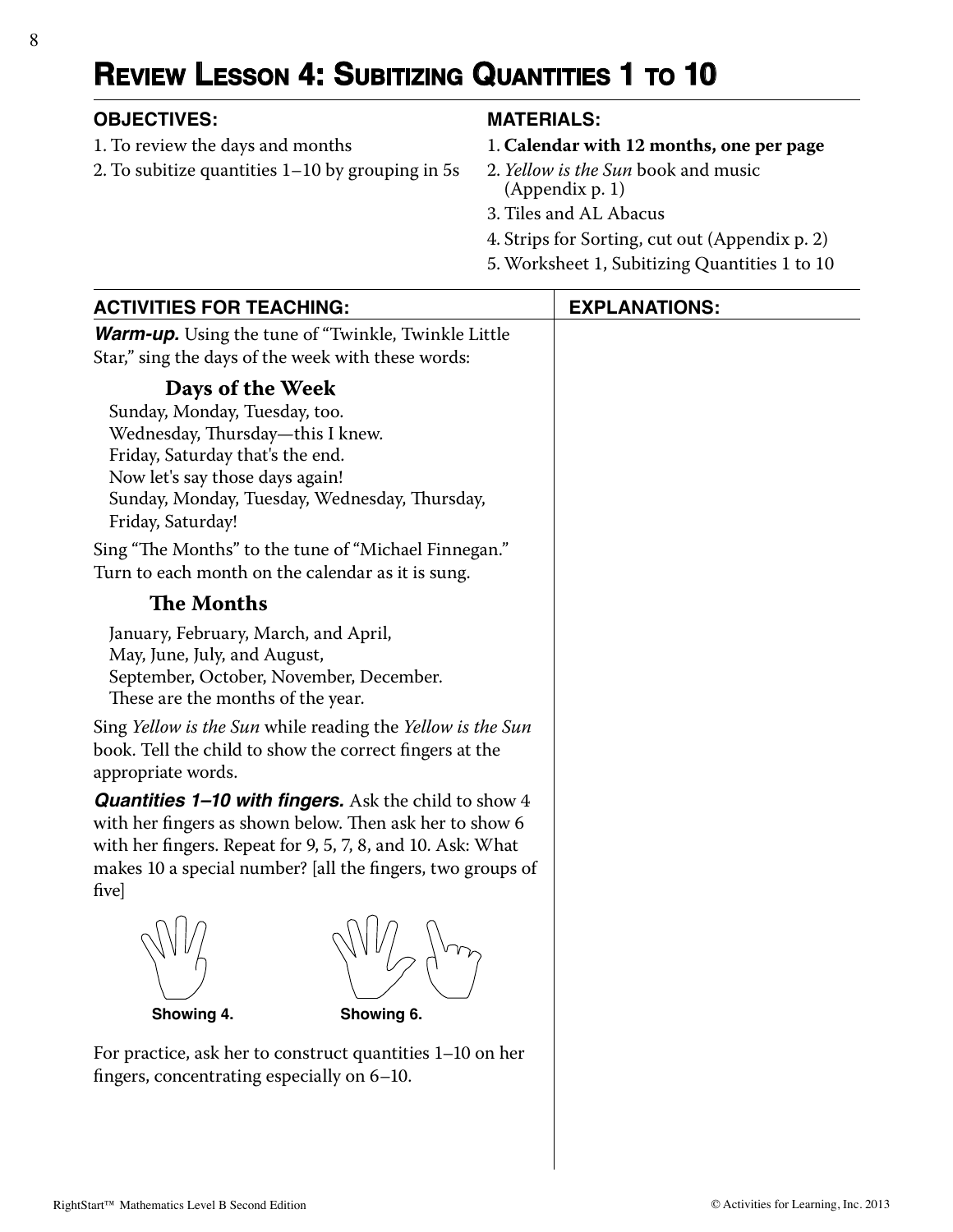# Review Lesson 4: Subitizing Quantities 1 to 10

**OBJECTIVES:**

1. To review the days and months
2. To subitize quantities 1–10 by grouping in 5s

**MATERIALS:**

1. **Calendar with 12 months, one per page**
2. *Yellow is the Sun* book and music (Appendix p. 1)
3. Tiles and AL Abacus
4. Strips for Sorting, cut out (Appendix p. 2)
5. Worksheet 1, Subitizing Quantities 1 to 10

**ACTIVITIES FOR TEACHING:**

***Warm-up.*** Using the tune of "Twinkle, Twinkle Little Star," sing the days of the week with these words:

**Days of the Week**

Sunday, Monday, Tuesday, too.
Wednesday, Thursday—this I knew.
Friday, Saturday that's the end.
Now let's say those days again!
Sunday, Monday, Tuesday, Wednesday, Thursday,
Friday, Saturday!

Sing "The Months" to the tune of "Michael Finnegan." Turn to each month on the calendar as it is sung.

**The Months**

January, February, March, and April,
May, June, July, and August,
September, October, November, December.
These are the months of the year.

Sing *Yellow is the Sun* while reading the *Yellow is the Sun* book. Tell the child to show the correct fingers at the appropriate words.

***Quantities 1–10 with fingers.*** Ask the child to show 4 with her fingers as shown below. Then ask her to show 6 with her fingers. Repeat for 9, 5, 7, 8, and 10. Ask: What makes 10 a special number? [all the fingers, two groups of five]

**Showing 4.** **Showing 6.**

For practice, ask her to construct quantities 1–10 on her fingers, concentrating especially on 6–10.

**EXPLANATIONS:**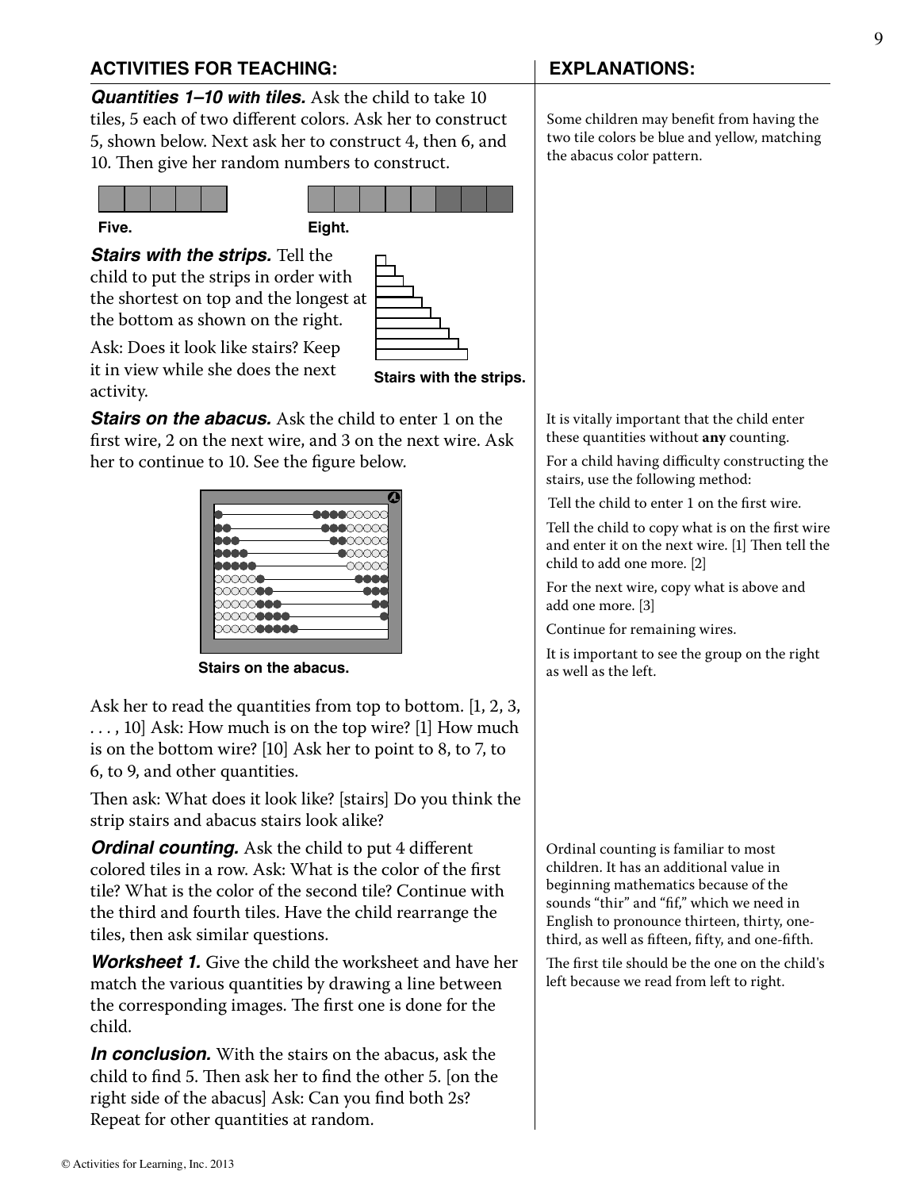## ACTIVITIES FOR TEACHING:

***Quantities 1–10 with tiles.*** Ask the child to take 10 tiles, 5 each of two different colors. Ask her to construct 5, shown below. Next ask her to construct 4, then 6, and 10. Then give her random numbers to construct.

Five.

Eight.

***Stairs with the strips.*** Tell the child to put the strips in order with the shortest on top and the longest at the bottom as shown on the right.

Ask: Does it look like stairs? Keep it in view while she does the next activity.

Stairs with the strips.

***Stairs on the abacus.*** Ask the child to enter 1 on the first wire, 2 on the next wire, and 3 on the next wire. Ask her to continue to 10. See the figure below.

Stairs on the abacus.

Ask her to read the quantities from top to bottom. [1, 2, 3, . . . , 10] Ask: How much is on the top wire? [1] How much is on the bottom wire? [10] Ask her to point to 8, to 7, to 6, to 9, and other quantities.

Then ask: What does it look like? [stairs] Do you think the strip stairs and abacus stairs look alike?

***Ordinal counting.*** Ask the child to put 4 different colored tiles in a row. Ask: What is the color of the first tile? What is the color of the second tile? Continue with the third and fourth tiles. Have the child rearrange the tiles, then ask similar questions.

***Worksheet 1.*** Give the child the worksheet and have her match the various quantities by drawing a line between the corresponding images. The first one is done for the child.

***In conclusion.*** With the stairs on the abacus, ask the child to find 5. Then ask her to find the other 5. [on the right side of the abacus] Ask: Can you find both 2s? Repeat for other quantities at random.

## EXPLANATIONS:

Some children may benefit from having the two tile colors be blue and yellow, matching the abacus color pattern.

It is vitally important that the child enter these quantities without **any** counting.

For a child having difficulty constructing the stairs, use the following method:

Tell the child to enter 1 on the first wire.

Tell the child to copy what is on the first wire and enter it on the next wire. [1] Then tell the child to add one more. [2]

For the next wire, copy what is above and add one more. [3]

Continue for remaining wires.

It is important to see the group on the right as well as the left.

Ordinal counting is familiar to most children. It has an additional value in beginning mathematics because of the sounds "thir" and "fif," which we need in English to pronounce thirteen, thirty, one-third, as well as fifteen, fifty, and one-fifth.

The first tile should be the one on the child's left because we read from left to right.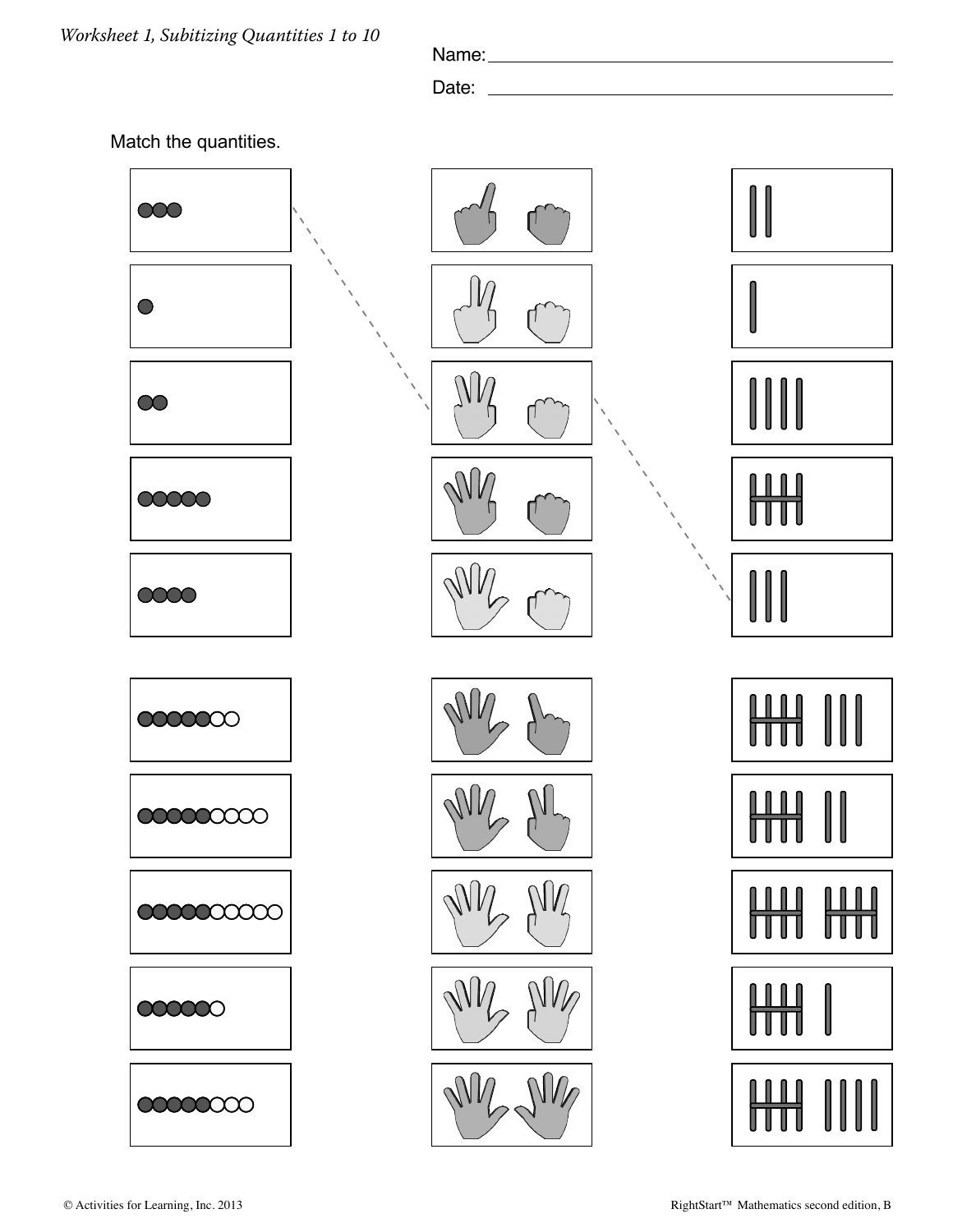*Worksheet 1, Subitizing Quantities 1 to 10*

Name: \_\_\_\_\_\_\_\_\_\_\_\_\_\_\_\_\_\_\_\_\_\_\_\_\_\_\_\_

Date: \_\_\_\_\_\_\_\_\_\_\_\_\_\_\_\_\_\_\_\_\_\_\_\_\_\_\_\_

Match the quantities.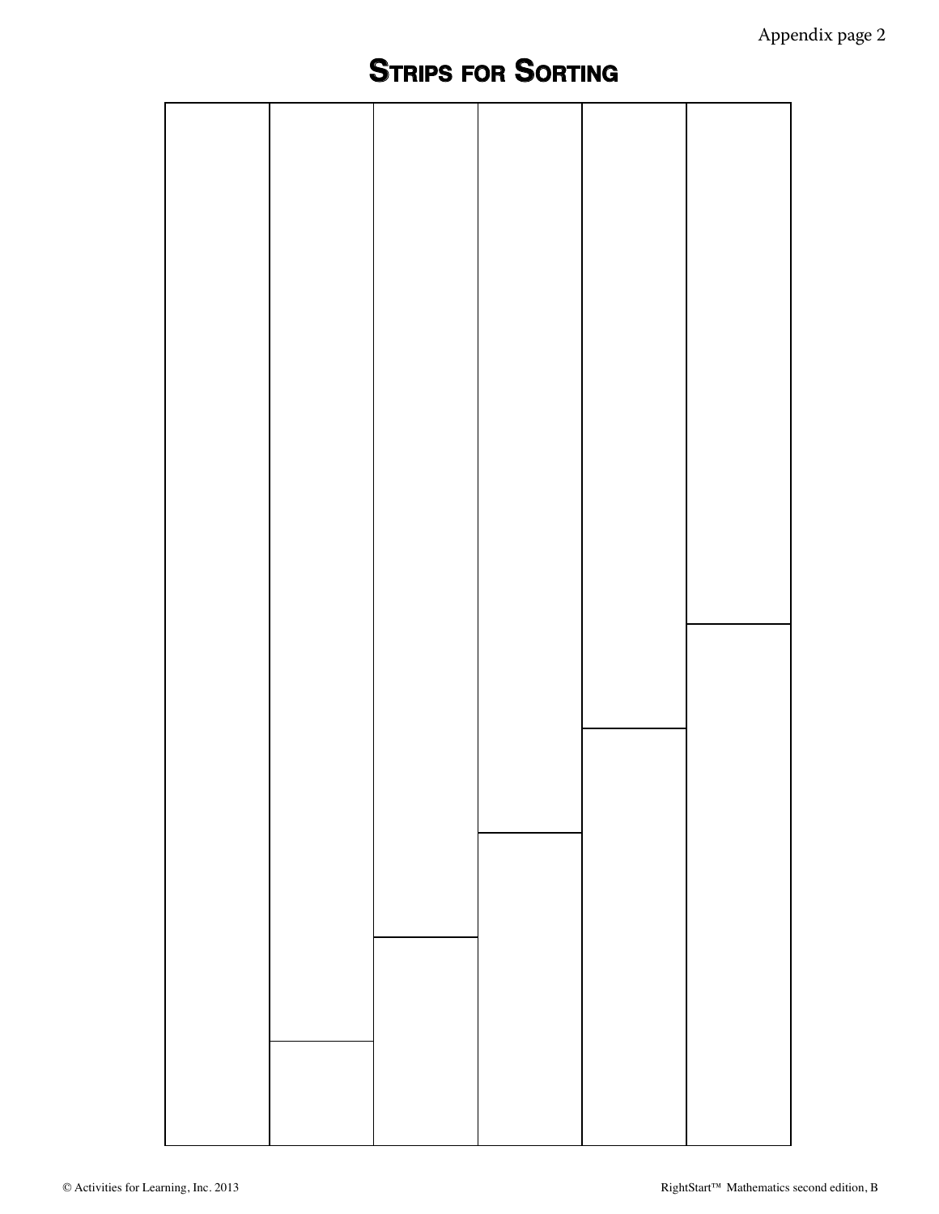# Strips for Sorting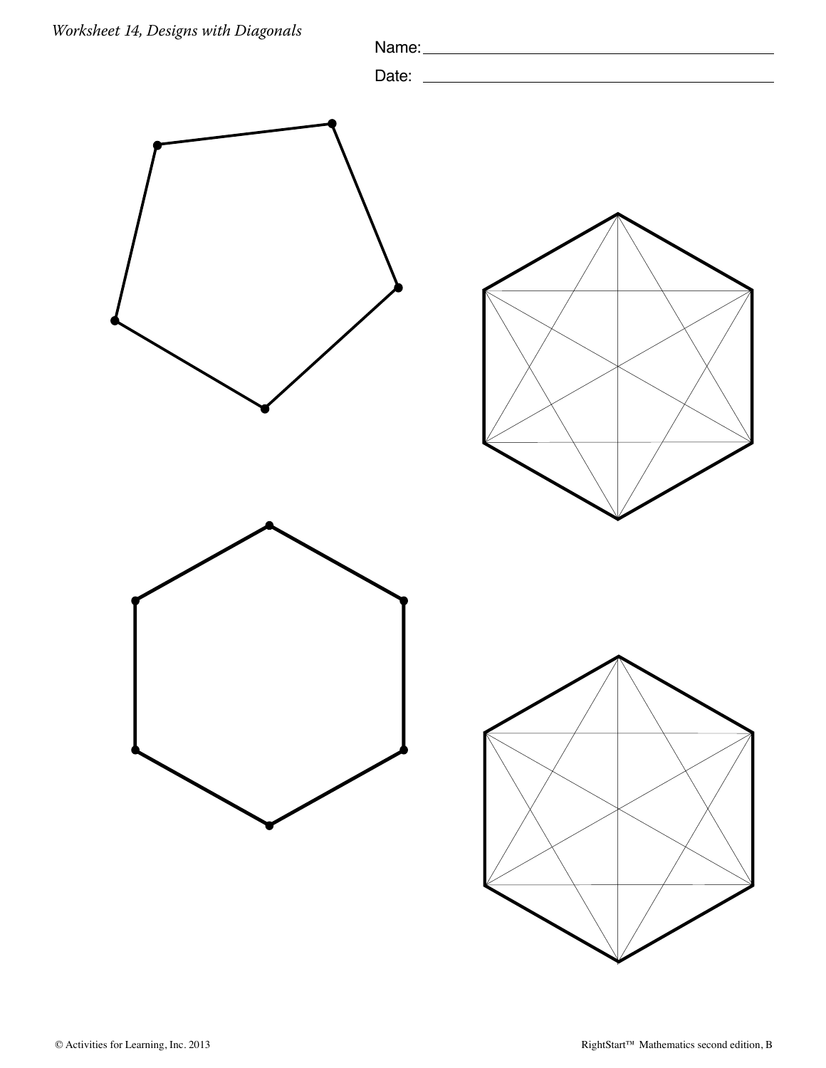*Worksheet 14, Designs with Diagonals*

Name: \_\_\_\_\_\_\_\_\_\_\_\_\_\_\_\_\_\_\_\_\_\_\_\_\_\_\_\_\_\_\_\_\_\_\_\_\_\_\_\_

Date: \_\_\_\_\_\_\_\_\_\_\_\_\_\_\_\_\_\_\_\_\_\_\_\_\_\_\_\_\_\_\_\_\_\_\_\_\_\_\_\_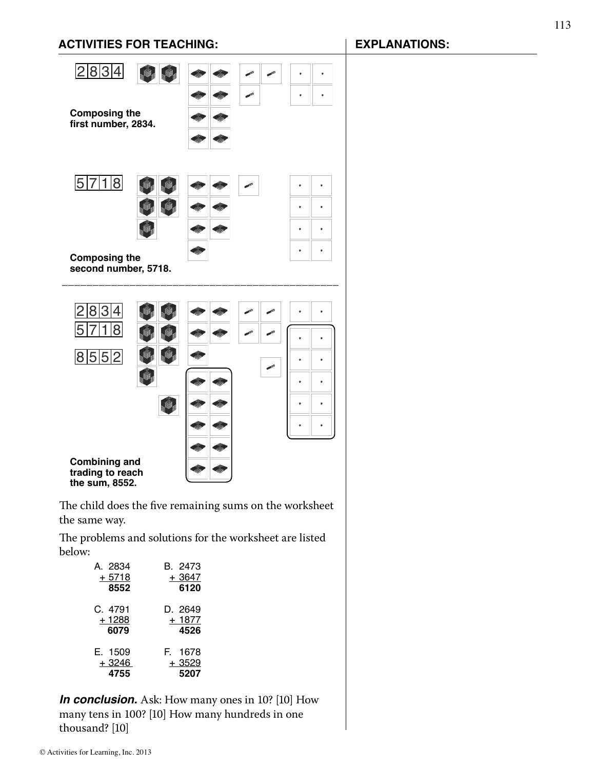**ACTIVITIES FOR TEACHING:**

**EXPLANATIONS:**

2834

**Composing the first number, 2834.**

5718

**Composing the second number, 5718.**

2834
5718

8552

**Combining and trading to reach the sum, 8552.**

The child does the five remaining sums on the worksheet the same way.

The problems and solutions for the worksheet are listed below:

```
A.  2834      B.  2473
  + 5718        + 3647
    8552          6120

C.  4791      D.  2649
  + 1288        + 1877
    6079          4526

E.  1509      F.  1678
  + 3246        + 3529
    4755          5207
```

***In conclusion.*** Ask: How many ones in 10? [10] How many tens in 100? [10] How many hundreds in one thousand? [10]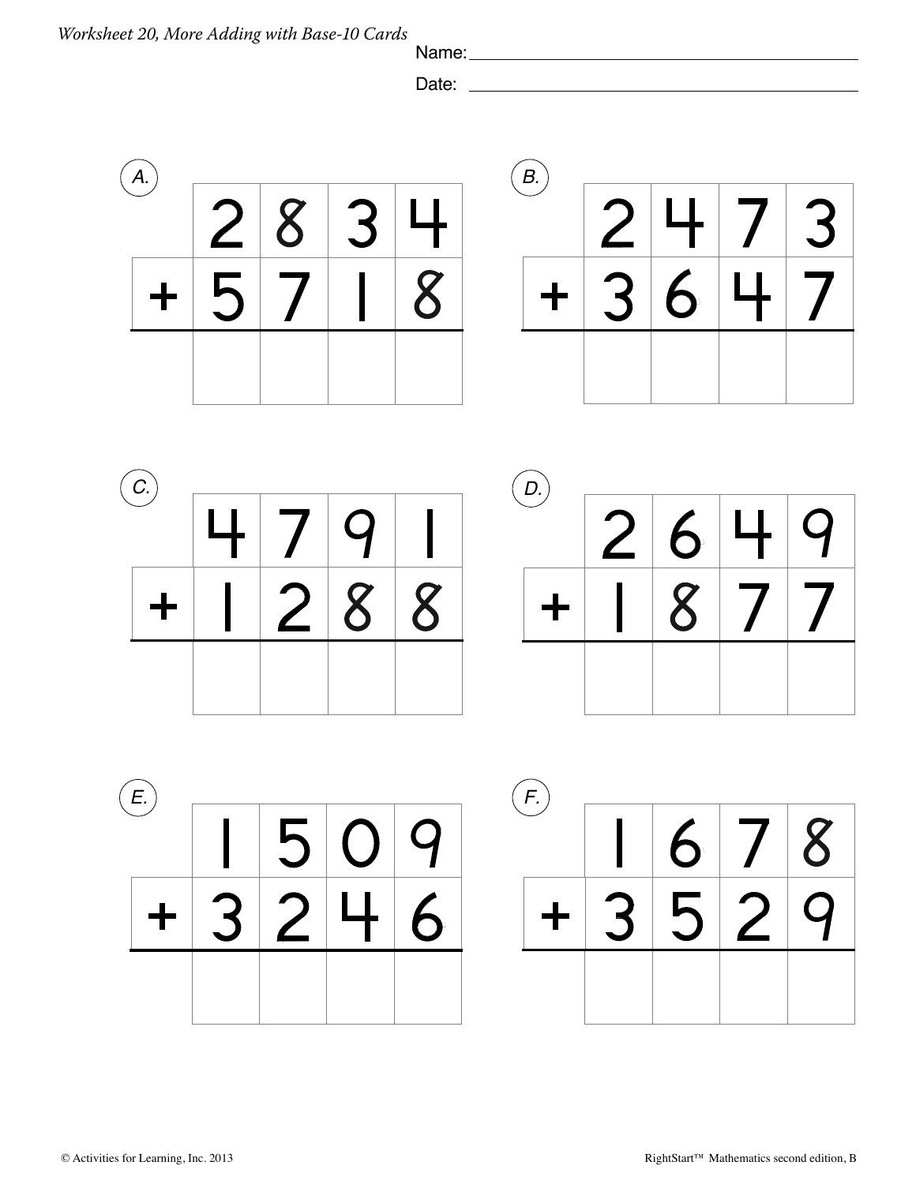*Worksheet 20, More Adding with Base-10 Cards*

Name: ______________________

Date: ______________________

**A.**

| | | | | |
|---|---|---|---|---|
| | 2 | 8 | 3 | 4 |
| + | 5 | 7 | 1 | 8 |
| | | | | |

**B.**

| | | | | |
|---|---|---|---|---|
| | 2 | 4 | 7 | 3 |
| + | 3 | 6 | 4 | 7 |
| | | | | |

**C.**

| | | | | |
|---|---|---|---|---|
| | 4 | 7 | 9 | 1 |
| + | 1 | 2 | 8 | 8 |
| | | | | |

**D.**

| | | | | |
|---|---|---|---|---|
| | 2 | 6 | 4 | 9 |
| + | 1 | 8 | 7 | 7 |
| | | | | |

**E.**

| | | | | |
|---|---|---|---|---|
| | 1 | 5 | 0 | 9 |
| + | 3 | 2 | 4 | 6 |
| | | | | |

**F.**

| | | | | |
|---|---|---|---|---|
| | 1 | 6 | 7 | 8 |
| + | 3 | 5 | 2 | 9 |
| | | | | |

© Activities for Learning, Inc. 2013

RightStart™ Mathematics second edition, B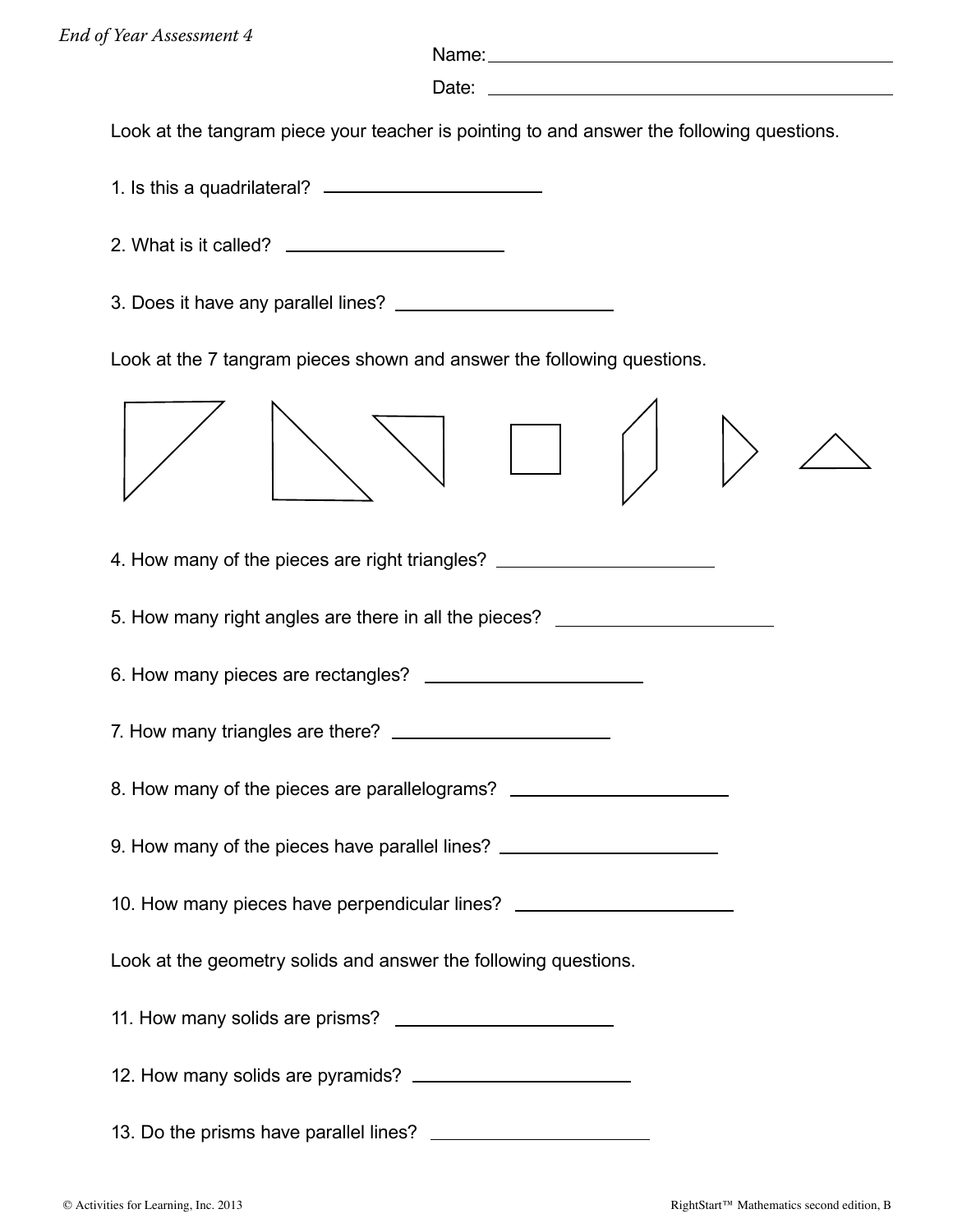*End of Year Assessment 4*

Name: ______________________________

Date: ______________________________

Look at the tangram piece your teacher is pointing to and answer the following questions.

1. Is this a quadrilateral? ____________________

2. What is it called? ____________________

3. Does it have any parallel lines? ____________________

Look at the 7 tangram pieces shown and answer the following questions.

4. How many of the pieces are right triangles? ____________________

5. How many right angles are there in all the pieces? ____________________

6. How many pieces are rectangles? ____________________

7. How many triangles are there? ____________________

8. How many of the pieces are parallelograms? ____________________

9. How many of the pieces have parallel lines? ____________________

10. How many pieces have perpendicular lines? ____________________

Look at the geometry solids and answer the following questions.

11. How many solids are prisms? ____________________

12. How many solids are pyramids? ____________________

13. Do the prisms have parallel lines? ____________________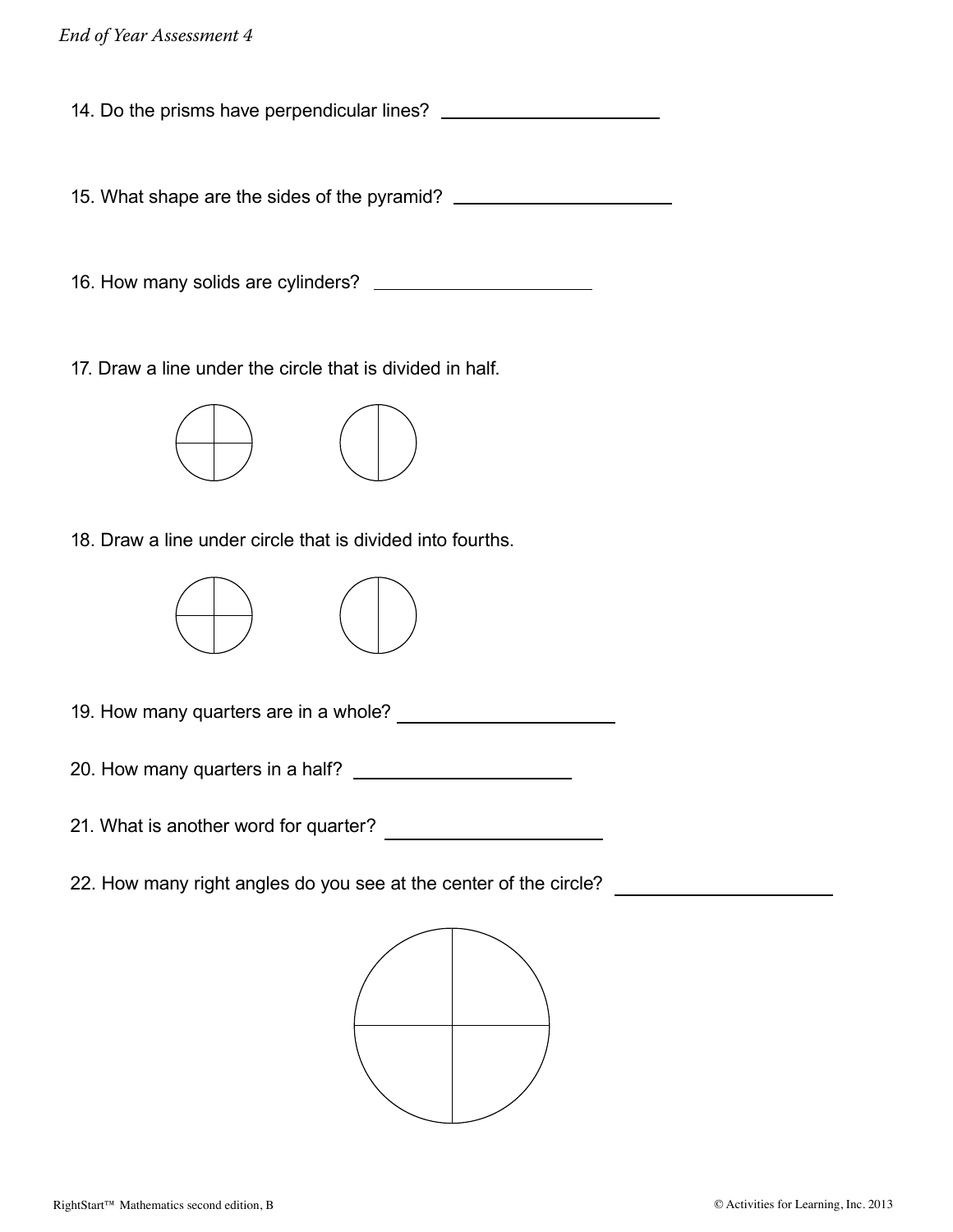14. Do the prisms have perpendicular lines? ______________________

15. What shape are the sides of the pyramid? ______________________

16. How many solids are cylinders? ______________________

17. Draw a line under the circle that is divided in half.

18. Draw a line under circle that is divided into fourths.

19. How many quarters are in a whole? ______________________

20. How many quarters in a half? ______________________

21. What is another word for quarter? ______________________

22. How many right angles do you see at the center of the circle? ______________________